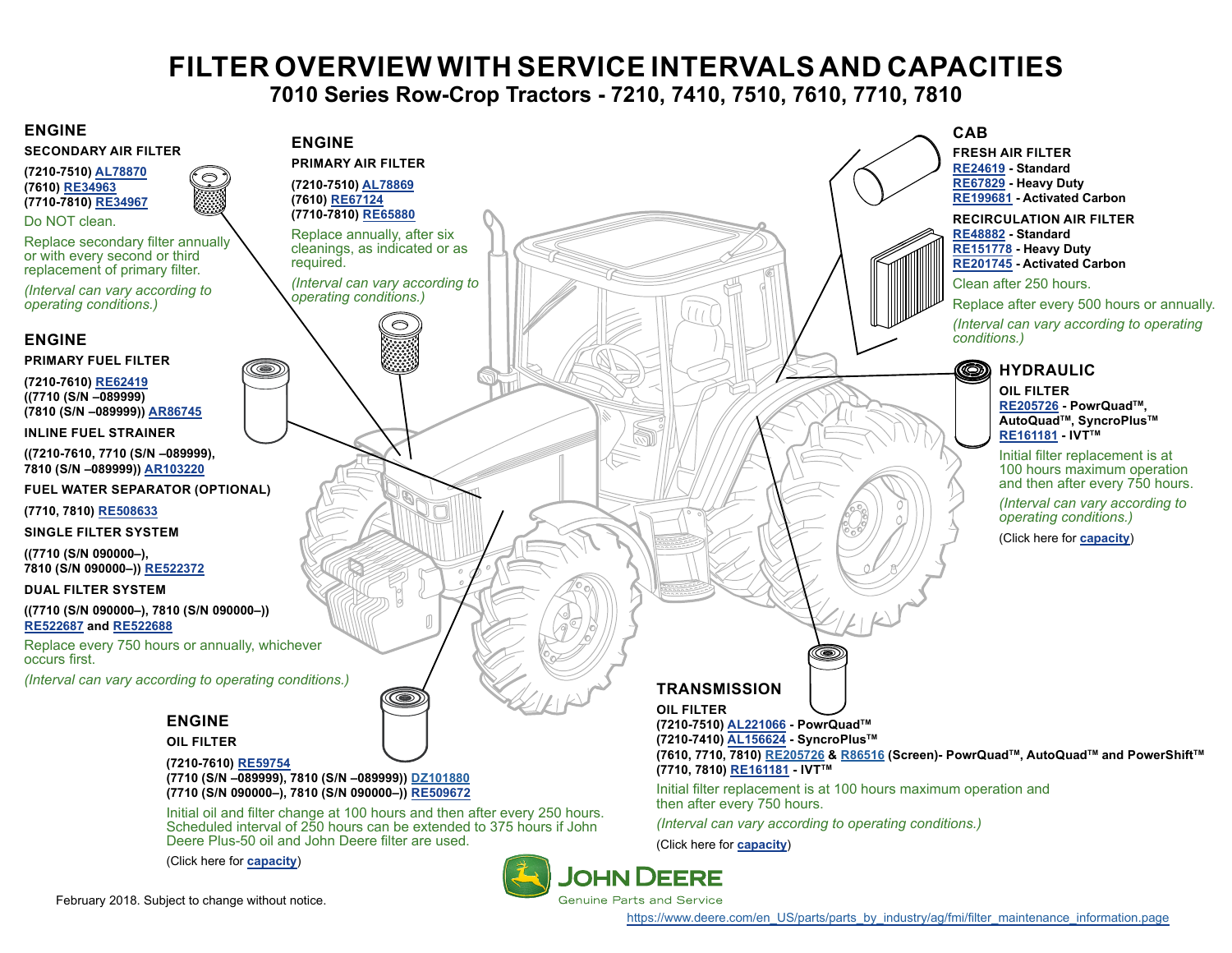# FILTER OVERVIEW WITH SERVICE INTERVALS AND CAPACITIES

## 7010 Series Row-Crop Tractors - 7210, 7410, 7510, 7610, 7710, 7810

### ENGINE

**SECONDARY AIR FILTER**

**(7210-7510) AL78870**
**(7610) RE34963**
**(7710-7810) RE34967**

Do NOT clean.

Replace secondary filter annually or with every second or third replacement of primary filter.

*(Interval can vary according to operating conditions.)*

### ENGINE

**PRIMARY AIR FILTER**

**(7210-7510) AL78869**
**(7610) RE67124**
**(7710-7810) RE65880**

Replace annually, after six cleanings, as indicated or as required.

*(Interval can vary according to operating conditions.)*

### ENGINE

**PRIMARY FUEL FILTER**

**(7210-7610) RE62419**
**((7710 (S/N –089999)**
**(7810 (S/N –089999)) AR86745**

**INLINE FUEL STRAINER**

**((7210-7610, 7710 (S/N –089999), 7810 (S/N –089999)) AR103220**

**FUEL WATER SEPARATOR (OPTIONAL)**

**(7710, 7810) RE508633**

**SINGLE FILTER SYSTEM**

**((7710 (S/N 090000–), 7810 (S/N 090000–)) RE522372**

**DUAL FILTER SYSTEM**

**((7710 (S/N 090000–), 7810 (S/N 090000–)) RE522687 and RE522688**

Replace every 750 hours or annually, whichever occurs first.

*(Interval can vary according to operating conditions.)*

### ENGINE

**OIL FILTER**

**(7210-7610) RE59754**
**(7710 (S/N –089999), 7810 (S/N –089999)) DZ101880**
**(7710 (S/N 090000–), 7810 (S/N 090000–)) RE509672**

Initial oil and filter change at 100 hours and then after every 250 hours. Scheduled interval of 250 hours can be extended to 375 hours if John Deere Plus-50 oil and John Deere filter are used.

(Click here for **capacity**)

### CAB

**FRESH AIR FILTER**

**RE24619** - **Standard**
**RE67829** - **Heavy Duty**
**RE199681** - **Activated Carbon**

**RECIRCULATION AIR FILTER**

**RE48882** - **Standard**
**RE151778** - **Heavy Duty**
**RE201745** - **Activated Carbon**

Clean after 250 hours.

Replace after every 500 hours or annually.

*(Interval can vary according to operating conditions.)*

### HYDRAULIC

**OIL FILTER**

**RE205726** - **PowrQuad™, AutoQuad™, SyncroPlus™**
**RE161181** - **IVT™**

Initial filter replacement is at 100 hours maximum operation and then after every 750 hours.

*(Interval can vary according to operating conditions.)*

(Click here for **capacity**)

### TRANSMISSION

**OIL FILTER**

**(7210-7510) AL221066** - **PowrQuad™**
**(7210-7410) AL156624** - **SyncroPlus™**
**(7610, 7710, 7810) RE205726** & **R86516** **(Screen)- PowrQuad™, AutoQuad™ and PowerShift™**
**(7710, 7810) RE161181** - **IVT™**

Initial filter replacement is at 100 hours maximum operation and then after every 750 hours.

*(Interval can vary according to operating conditions.)*

(Click here for **capacity**)

JOHN DEERE
Genuine Parts and Service

February 2018. Subject to change without notice.

https://www.deere.com/en_US/parts/parts_by_industry/ag/fmi/filter_maintenance_information.page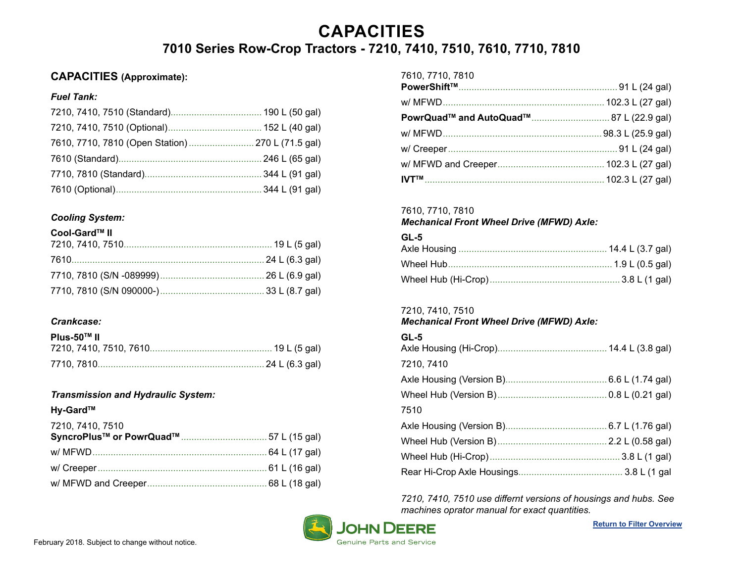# CAPACITIES

## 7010 Series Row-Crop Tractors - 7210, 7410, 7510, 7610, 7710, 7810

### CAPACITIES (Approximate):

*Fuel Tank:*

| | |
|---|---|
| 7210, 7410, 7510 (Standard) | 190 L (50 gal) |
| 7210, 7410, 7510 (Optional) | 152 L (40 gal) |
| 7610, 7710, 7810 (Open Station) | 270 L (71.5 gal) |
| 7610 (Standard) | 246 L (65 gal) |
| 7710, 7810 (Standard) | 344 L (91 gal) |
| 7610 (Optional) | 344 L (91 gal) |

*Cooling System:*

**Cool-Gard™ II**

| | |
|---|---|
| 7210, 7410, 7510 | 19 L (5 gal) |
| 7610 | 24 L (6.3 gal) |
| 7710, 7810 (S/N -089999) | 26 L (6.9 gal) |
| 7710, 7810 (S/N 090000-) | 33 L (8.7 gal) |

*Crankcase:*

**Plus-50™ II**

| | |
|---|---|
| 7210, 7410, 7510, 7610 | 19 L (5 gal) |
| 7710, 7810 | 24 L (6.3 gal) |

*Transmission and Hydraulic System:*

**Hy-Gard™**

7210, 7410, 7510

| | |
|---|---|
| **SyncroPlus™ or PowrQuad™** | 57 L (15 gal) |
| w/ MFWD | 64 L (17 gal) |
| w/ Creeper | 61 L (16 gal) |
| w/ MFWD and Creeper | 68 L (18 gal) |

7610, 7710, 7810

| | |
|---|---|
| **PowerShift™** | 91 L (24 gal) |
| w/ MFWD | 102.3 L (27 gal) |
| **PowrQuad™ and AutoQuad™** | 87 L (22.9 gal) |
| w/ MFWD | 98.3 L (25.9 gal) |
| w/ Creeper | 91 L (24 gal) |
| w/ MFWD and Creeper | 102.3 L (27 gal) |
| **IVT™** | 102.3 L (27 gal) |

7610, 7710, 7810
*Mechanical Front Wheel Drive (MFWD) Axle:*

**GL-5**

| | |
|---|---|
| Axle Housing | 14.4 L (3.7 gal) |
| Wheel Hub | 1.9 L (0.5 gal) |
| Wheel Hub (Hi-Crop) | 3.8 L (1 gal) |

7210, 7410, 7510
*Mechanical Front Wheel Drive (MFWD) Axle:*

**GL-5**

| | |
|---|---|
| Axle Housing (Hi-Crop) | 14.4 L (3.8 gal) |
| 7210, 7410 | |
| Axle Housing (Version B) | 6.6 L (1.74 gal) |
| Wheel Hub (Version B) | 0.8 L (0.21 gal) |
| 7510 | |
| Axle Housing (Version B) | 6.7 L (1.76 gal) |
| Wheel Hub (Version B) | 2.2 L (0.58 gal) |
| Wheel Hub (Hi-Crop) | 3.8 L (1 gal) |
| Rear Hi-Crop Axle Housings | 3.8 L (1 gal |

*7210, 7410, 7510 use differnt versions of housings and hubs. See machines oprator manual for exact quantities.*

JOHN DEERE
Genuine Parts and Service

Return to Filter Overview

February 2018. Subject to change without notice.